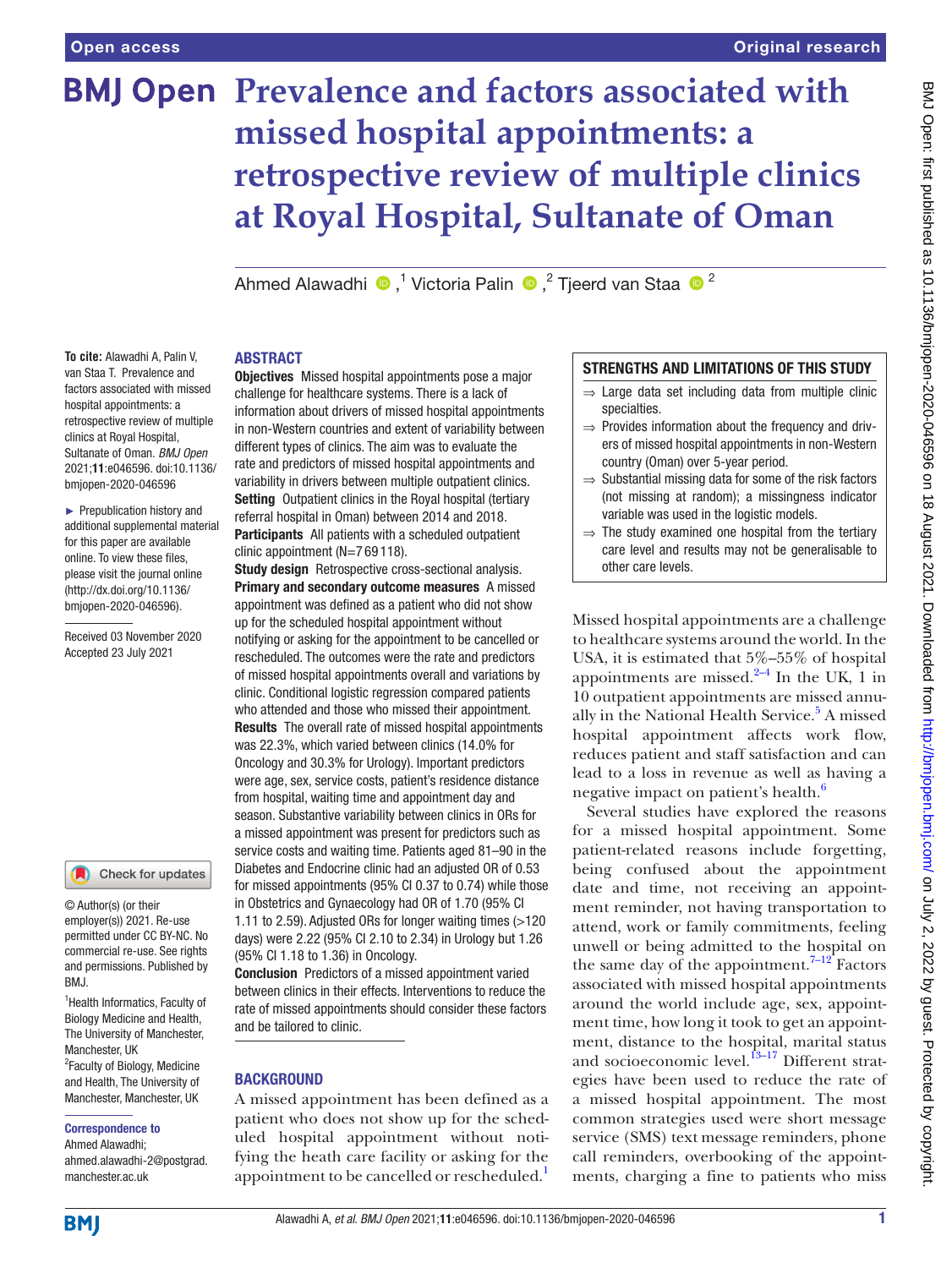# Prevalence and factors associated with missed hospital appointments: a retrospective review of multiple clinics at Royal Hospital, Sultanate of Oman

Ahmed Alawadhi [1], Victoria Palin [2], Tjeerd van Staa [2]

**To cite:** Alawadhi A, Palin V, van Staa T. Prevalence and factors associated with missed hospital appointments: a retrospective review of multiple clinics at Royal Hospital, Sultanate of Oman. *BMJ Open* 2021;**11**:e046596. doi:10.1136/bmjopen-2020-046596

► Prepublication history and additional supplemental material for this paper are available online. To view these files, please visit the journal online (http://dx.doi.org/10.1136/bmjopen-2020-046596).

Received 03 November 2020
Accepted 23 July 2021

© Author(s) (or their employer(s)) 2021. Re-use permitted under CC BY-NC. No commercial re-use. See rights and permissions. Published by BMJ.

[1]Health Informatics, Faculty of Biology Medicine and Health, The University of Manchester, Manchester, UK
[2]Faculty of Biology, Medicine and Health, The University of Manchester, Manchester, UK

**Correspondence to**
Ahmed Alawadhi;
ahmed.alawadhi-2@postgrad.manchester.ac.uk

## ABSTRACT

**Objectives** Missed hospital appointments pose a major challenge for healthcare systems. There is a lack of information about drivers of missed hospital appointments in non-Western countries and extent of variability between different types of clinics. The aim was to evaluate the rate and predictors of missed hospital appointments and variability in drivers between multiple outpatient clinics.

**Setting** Outpatient clinics in the Royal hospital (tertiary referral hospital in Oman) between 2014 and 2018.

**Participants** All patients with a scheduled outpatient clinic appointment (N=769118).

**Study design** Retrospective cross-sectional analysis.

**Primary and secondary outcome measures** A missed appointment was defined as a patient who did not show up for the scheduled hospital appointment without notifying or asking for the appointment to be cancelled or rescheduled. The outcomes were the rate and predictors of missed hospital appointments overall and variations by clinic. Conditional logistic regression compared patients who attended and those who missed their appointment.

**Results** The overall rate of missed hospital appointments was 22.3%, which varied between clinics (14.0% for Oncology and 30.3% for Urology). Important predictors were age, sex, service costs, patient's residence distance from hospital, waiting time and appointment day and season. Substantive variability between clinics in ORs for a missed appointment was present for predictors such as service costs and waiting time. Patients aged 81–90 in the Diabetes and Endocrine clinic had an adjusted OR of 0.53 for missed appointments (95% CI 0.37 to 0.74) while those in Obstetrics and Gynaecology had OR of 1.70 (95% CI 1.11 to 2.59). Adjusted ORs for longer waiting times (>120 days) were 2.22 (95% CI 2.10 to 2.34) in Urology but 1.26 (95% CI 1.18 to 1.36) in Oncology.

**Conclusion** Predictors of a missed appointment varied between clinics in their effects. Interventions to reduce the rate of missed appointments should consider these factors and be tailored to clinic.

## STRENGTHS AND LIMITATIONS OF THIS STUDY

⇒ Large data set including data from multiple clinic specialties.
⇒ Provides information about the frequency and drivers of missed hospital appointments in non-Western country (Oman) over 5-year period.
⇒ Substantial missing data for some of the risk factors (not missing at random); a missingness indicator variable was used in the logistic models.
⇒ The study examined one hospital from the tertiary care level and results may not be generalisable to other care levels.

## BACKGROUND

A missed appointment has been defined as a patient who does not show up for the scheduled hospital appointment without notifying the heath care facility or asking for the appointment to be cancelled or rescheduled.[1]

Missed hospital appointments are a challenge to healthcare systems around the world. In the USA, it is estimated that 5%–55% of hospital appointments are missed.[2–4] In the UK, 1 in 10 outpatient appointments are missed annually in the National Health Service.[5] A missed hospital appointment affects work flow, reduces patient and staff satisfaction and can lead to a loss in revenue as well as having a negative impact on patient's health.[6]

Several studies have explored the reasons for a missed hospital appointment. Some patient-related reasons include forgetting, being confused about the appointment date and time, not receiving an appointment reminder, not having transportation to attend, work or family commitments, feeling unwell or being admitted to the hospital on the same day of the appointment.[7–12] Factors associated with missed hospital appointments around the world include age, sex, appointment time, how long it took to get an appointment, distance to the hospital, marital status and socioeconomic level.[13–17] Different strategies have been used to reduce the rate of a missed hospital appointment. The most common strategies used were short message service (SMS) text message reminders, phone call reminders, overbooking of the appointments, charging a fine to patients who miss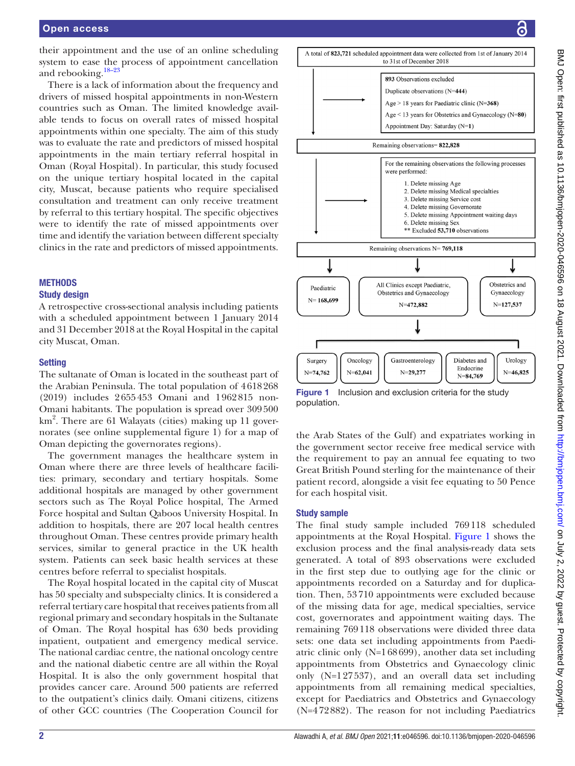their appointment and the use of an online scheduling system to ease the process of appointment cancellation and rebooking.[18–23]

There is a lack of information about the frequency and drivers of missed hospital appointments in non-Western countries such as Oman. The limited knowledge available tends to focus on overall rates of missed hospital appointments within one specialty. The aim of this study was to evaluate the rate and predictors of missed hospital appointments in the main tertiary referral hospital in Oman (Royal Hospital). In particular, this study focused on the unique tertiary hospital located in the capital city, Muscat, because patients who require specialised consultation and treatment can only receive treatment by referral to this tertiary hospital. The specific objectives were to identify the rate of missed appointments over time and identify the variation between different specialty clinics in the rate and predictors of missed appointments.

## METHODS

### Study design

A retrospective cross-sectional analysis including patients with a scheduled appointment between 1 January 2014 and 31 December 2018 at the Royal Hospital in the capital city Muscat, Oman.

### Setting

The sultanate of Oman is located in the southeast part of the Arabian Peninsula. The total population of 4618268 (2019) includes 2655453 Omani and 1962815 non-Omani habitants. The population is spread over 309500 km$^2$. There are 61 Walayats (cities) making up 11 governorates (see online supplemental figure 1) for a map of Oman depicting the governorates regions).

The government manages the healthcare system in Oman where there are three levels of healthcare facilities: primary, secondary and tertiary hospitals. Some additional hospitals are managed by other government sectors such as The Royal Police hospital, The Armed Force hospital and Sultan Qaboos University Hospital. In addition to hospitals, there are 207 local health centres throughout Oman. These centres provide primary health services, similar to general practice in the UK health system. Patients can seek basic health services at these centres before referral to specialist hospitals.

The Royal hospital located in the capital city of Muscat has 50 specialty and subspecialty clinics. It is considered a referral tertiary care hospital that receives patients from all regional primary and secondary hospitals in the Sultanate of Oman. The Royal hospital has 630 beds providing inpatient, outpatient and emergency medical service. The national cardiac centre, the national oncology centre and the national diabetic centre are all within the Royal Hospital. It is also the only government hospital that provides cancer care. Around 500 patients are referred to the outpatient's clinics daily. Omani citizens, citizens of other GCC countries (The Cooperation Council for the Arab States of the Gulf) and expatriates working in the government sector receive free medical service with the requirement to pay an annual fee equating to two Great British Pound sterling for the maintenance of their patient record, alongside a visit fee equating to 50 Pence for each hospital visit.

A total of **823,721** scheduled appointment data were collected from 1st of January 2014 to 31st of December 2018

**893** Observations excluded
- Duplicate observations (N=**444**)
- Age > 18 years for Paediatric clinic (N=**368**)
- Age < 13 years for Obstetrics and Gynaecology (N=**80**)
- Appointment Day: Saturday (N=**1**)

Remaining observations= **822,828**

For the remaining observations the following processes were performed:
1. Delete missing Age
2. Delete missing Medical specialties
3. Delete missing Service cost
4. Delete missing Governorate
5. Delete missing Appointment waiting days
6. Delete missing Sex

** Excluded **53,710** observations

Remaining observations N= **769,118**

- Paediatric N= **168,699**
- All Clinics except Paediatric, Obstetrics and Gynaecology N=**472,882**
  - Surgery N=**74,762**
  - Oncology N=**62,041**
  - Gastroenterology N=**29,277**
  - Diabetes and Endocrine N=**84,769**
  - Urology N=**46,825**
- Obstetrics and Gynaecology N=**127,537**

Figure 1 Inclusion and exclusion criteria for the study population.

### Study sample

The final study sample included 769118 scheduled appointments at the Royal Hospital. Figure 1 shows the exclusion process and the final analysis-ready data sets generated. A total of 893 observations were excluded in the first step due to outlying age for the clinic or appointments recorded on a Saturday and for duplication. Then, 53710 appointments were excluded because of the missing data for age, medical specialties, service cost, governorates and appointment waiting days. The remaining 769118 observations were divided three data sets: one data set including appointments from Paediatric clinic only (N=168699), another data set including appointments from Obstetrics and Gynaecology clinic only (N=127537), and an overall data set including appointments from all remaining medical specialties, except for Paediatrics and Obstetrics and Gynaecology (N=472882). The reason for not including Paediatrics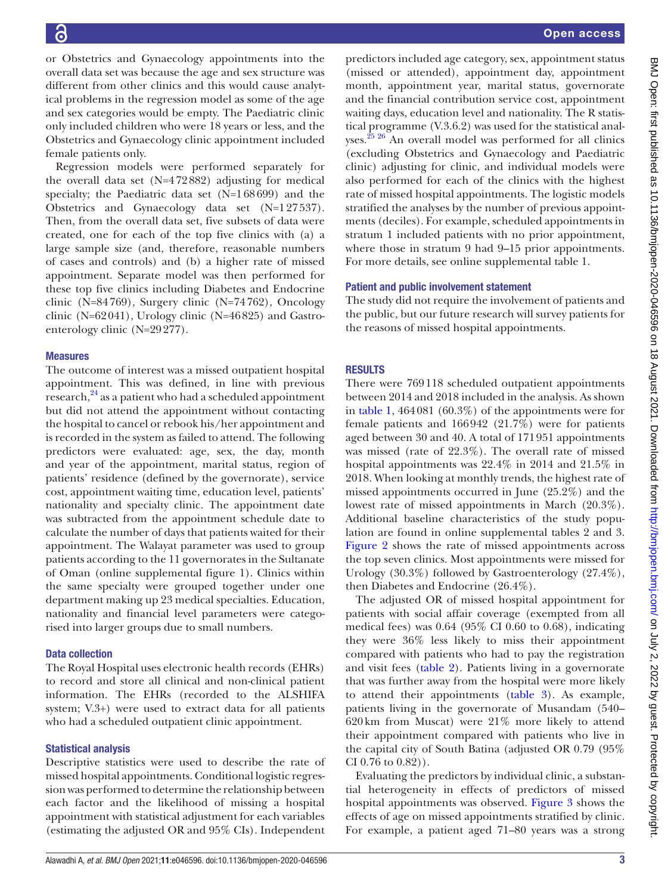or Obstetrics and Gynaecology appointments into the overall data set was because the age and sex structure was different from other clinics and this would cause analytical problems in the regression model as some of the age and sex categories would be empty. The Paediatric clinic only included children who were 18 years or less, and the Obstetrics and Gynaecology clinic appointment included female patients only.

Regression models were performed separately for the overall data set (N=472 882) adjusting for medical specialty; the Paediatric data set (N=168 699) and the Obstetrics and Gynaecology data set (N=127 537). Then, from the overall data set, five subsets of data were created, one for each of the top five clinics with (a) a large sample size (and, therefore, reasonable numbers of cases and controls) and (b) a higher rate of missed appointment. Separate model was then performed for these top five clinics including Diabetes and Endocrine clinic (N=84 769), Surgery clinic (N=74 762), Oncology clinic (N=62 041), Urology clinic (N=46 825) and Gastroenterology clinic (N=29 277).

### Measures

The outcome of interest was a missed outpatient hospital appointment. This was defined, in line with previous research,[24] as a patient who had a scheduled appointment but did not attend the appointment without contacting the hospital to cancel or rebook his/her appointment and is recorded in the system as failed to attend. The following predictors were evaluated: age, sex, the day, month and year of the appointment, marital status, region of patients' residence (defined by the governorate), service cost, appointment waiting time, education level, patients' nationality and specialty clinic. The appointment date was subtracted from the appointment schedule date to calculate the number of days that patients waited for their appointment. The Walayat parameter was used to group patients according to the 11 governorates in the Sultanate of Oman (online supplemental figure 1). Clinics within the same specialty were grouped together under one department making up 23 medical specialties. Education, nationality and financial level parameters were categorised into larger groups due to small numbers.

### Data collection

The Royal Hospital uses electronic health records (EHRs) to record and store all clinical and non-clinical patient information. The EHRs (recorded to the ALSHIFA system; V.3+) were used to extract data for all patients who had a scheduled outpatient clinic appointment.

### Statistical analysis

Descriptive statistics were used to describe the rate of missed hospital appointments. Conditional logistic regression was performed to determine the relationship between each factor and the likelihood of missing a hospital appointment with statistical adjustment for each variables (estimating the adjusted OR and 95% CIs). Independent predictors included age category, sex, appointment status (missed or attended), appointment day, appointment month, appointment year, marital status, governorate and the financial contribution service cost, appointment waiting days, education level and nationality. The R statistical programme (V.3.6.2) was used for the statistical analyses.[25 26] An overall model was performed for all clinics (excluding Obstetrics and Gynaecology and Paediatric clinic) adjusting for clinic, and individual models were also performed for each of the clinics with the highest rate of missed hospital appointments. The logistic models stratified the analyses by the number of previous appointments (deciles). For example, scheduled appointments in stratum 1 included patients with no prior appointment, where those in stratum 9 had 9–15 prior appointments. For more details, see online supplemental table 1.

### Patient and public involvement statement

The study did not require the involvement of patients and the public, but our future research will survey patients for the reasons of missed hospital appointments.

## RESULTS

There were 769 118 scheduled outpatient appointments between 2014 and 2018 included in the analysis. As shown in table 1, 464 081 (60.3%) of the appointments were for female patients and 166 942 (21.7%) were for patients aged between 30 and 40. A total of 171 951 appointments was missed (rate of 22.3%). The overall rate of missed hospital appointments was 22.4% in 2014 and 21.5% in 2018. When looking at monthly trends, the highest rate of missed appointments occurred in June (25.2%) and the lowest rate of missed appointments in March (20.3%). Additional baseline characteristics of the study population are found in online supplemental tables 2 and 3. Figure 2 shows the rate of missed appointments across the top seven clinics. Most appointments were missed for Urology (30.3%) followed by Gastroenterology (27.4%), then Diabetes and Endocrine (26.4%).

The adjusted OR of missed hospital appointment for patients with social affair coverage (exempted from all medical fees) was 0.64 (95% CI 0.60 to 0.68), indicating they were 36% less likely to miss their appointment compared with patients who had to pay the registration and visit fees (table 2). Patients living in a governorate that was further away from the hospital were more likely to attend their appointments (table 3). As example, patients living in the governorate of Musandam (540–620 km from Muscat) were 21% more likely to attend their appointment compared with patients who live in the capital city of South Batina (adjusted OR 0.79 (95% CI 0.76 to 0.82)).

Evaluating the predictors by individual clinic, a substantial heterogeneity in effects of predictors of missed hospital appointments was observed. Figure 3 shows the effects of age on missed appointments stratified by clinic. For example, a patient aged 71–80 years was a strong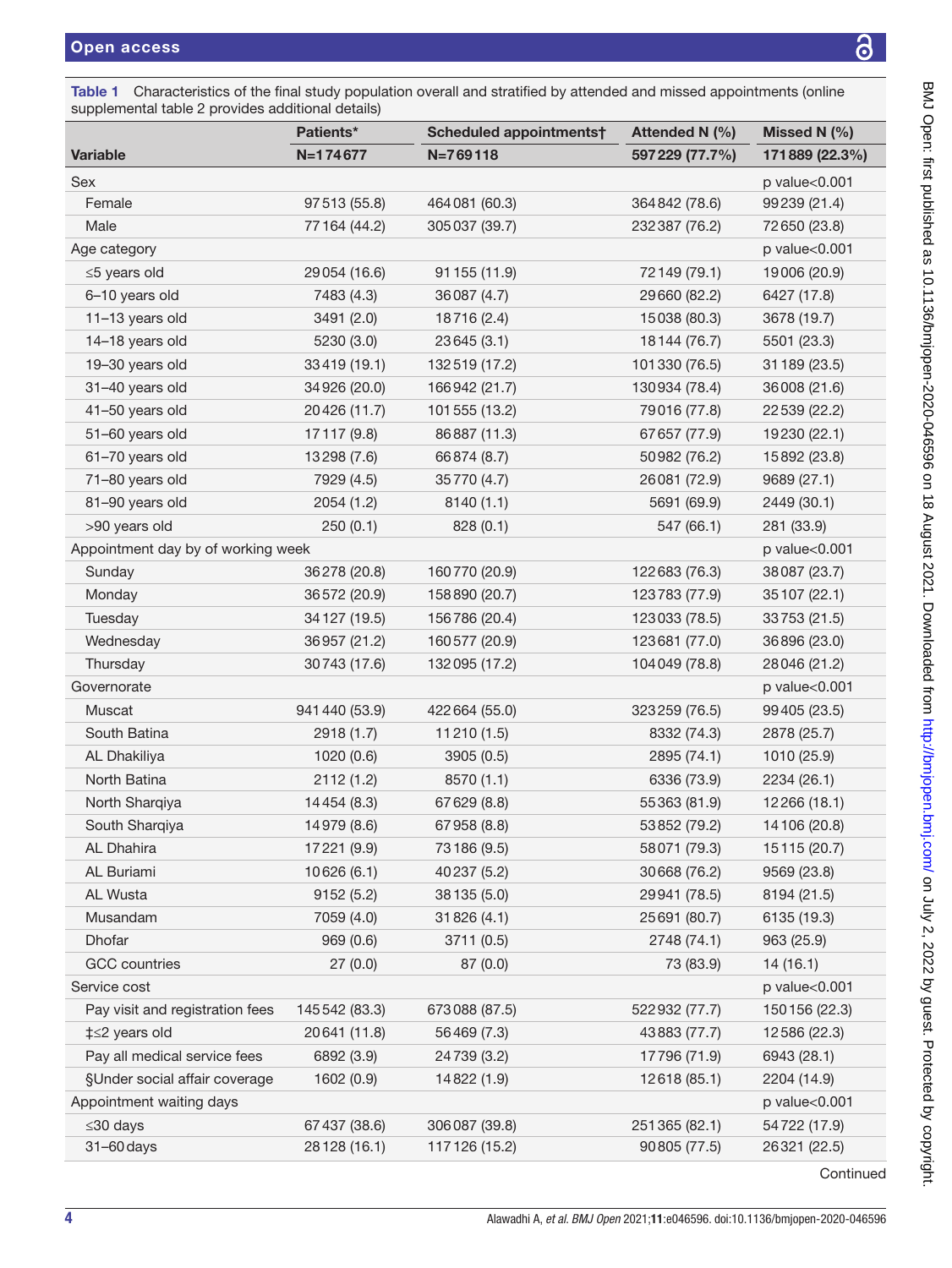**Table 1** Characteristics of the final study population overall and stratified by attended and missed appointments (online supplemental table 2 provides additional details)

| Variable | Patients* N=174677 | Scheduled appointments† N=769118 | Attended N (%) 597229 (77.7%) | Missed N (%) 171889 (22.3%) |
|---|---|---|---|---|
| Sex | | | | p value<0.001 |
| Female | 97513 (55.8) | 464081 (60.3) | 364842 (78.6) | 99239 (21.4) |
| Male | 77164 (44.2) | 305037 (39.7) | 232387 (76.2) | 72650 (23.8) |
| Age category | | | | p value<0.001 |
| ≤5 years old | 29054 (16.6) | 91155 (11.9) | 72149 (79.1) | 19006 (20.9) |
| 6–10 years old | 7483 (4.3) | 36087 (4.7) | 29660 (82.2) | 6427 (17.8) |
| 11–13 years old | 3491 (2.0) | 18716 (2.4) | 15038 (80.3) | 3678 (19.7) |
| 14–18 years old | 5230 (3.0) | 23645 (3.1) | 18144 (76.7) | 5501 (23.3) |
| 19–30 years old | 33419 (19.1) | 132519 (17.2) | 101330 (76.5) | 31189 (23.5) |
| 31–40 years old | 34926 (20.0) | 166942 (21.7) | 130934 (78.4) | 36008 (21.6) |
| 41–50 years old | 20426 (11.7) | 101555 (13.2) | 79016 (77.8) | 22539 (22.2) |
| 51–60 years old | 17117 (9.8) | 86887 (11.3) | 67657 (77.9) | 19230 (22.1) |
| 61–70 years old | 13298 (7.6) | 66874 (8.7) | 50982 (76.2) | 15892 (23.8) |
| 71–80 years old | 7929 (4.5) | 35770 (4.7) | 26081 (72.9) | 9689 (27.1) |
| 81–90 years old | 2054 (1.2) | 8140 (1.1) | 5691 (69.9) | 2449 (30.1) |
| >90 years old | 250 (0.1) | 828 (0.1) | 547 (66.1) | 281 (33.9) |
| Appointment day by of working week | | | | p value<0.001 |
| Sunday | 36278 (20.8) | 160770 (20.9) | 122683 (76.3) | 38087 (23.7) |
| Monday | 36572 (20.9) | 158890 (20.7) | 123783 (77.9) | 35107 (22.1) |
| Tuesday | 34127 (19.5) | 156786 (20.4) | 123033 (78.5) | 33753 (21.5) |
| Wednesday | 36957 (21.2) | 160577 (20.9) | 123681 (77.0) | 36896 (23.0) |
| Thursday | 30743 (17.6) | 132095 (17.2) | 104049 (78.8) | 28046 (21.2) |
| Governorate | | | | p value<0.001 |
| Muscat | 941440 (53.9) | 422664 (55.0) | 323259 (76.5) | 99405 (23.5) |
| South Batina | 2918 (1.7) | 11210 (1.5) | 8332 (74.3) | 2878 (25.7) |
| AL Dhakiliya | 1020 (0.6) | 3905 (0.5) | 2895 (74.1) | 1010 (25.9) |
| North Batina | 2112 (1.2) | 8570 (1.1) | 6336 (73.9) | 2234 (26.1) |
| North Sharqiya | 14454 (8.3) | 67629 (8.8) | 55363 (81.9) | 12266 (18.1) |
| South Sharqiya | 14979 (8.6) | 67958 (8.8) | 53852 (79.2) | 14106 (20.8) |
| AL Dhahira | 17221 (9.9) | 73186 (9.5) | 58071 (79.3) | 15115 (20.7) |
| AL Buriami | 10626 (6.1) | 40237 (5.2) | 30668 (76.2) | 9569 (23.8) |
| AL Wusta | 9152 (5.2) | 38135 (5.0) | 29941 (78.5) | 8194 (21.5) |
| Musandam | 7059 (4.0) | 31826 (4.1) | 25691 (80.7) | 6135 (19.3) |
| Dhofar | 969 (0.6) | 3711 (0.5) | 2748 (74.1) | 963 (25.9) |
| GCC countries | 27 (0.0) | 87 (0.0) | 73 (83.9) | 14 (16.1) |
| Service cost | | | | p value<0.001 |
| Pay visit and registration fees | 145542 (83.3) | 673088 (87.5) | 522932 (77.7) | 150156 (22.3) |
| ‡≤2 years old | 20641 (11.8) | 56469 (7.3) | 43883 (77.7) | 12586 (22.3) |
| Pay all medical service fees | 6892 (3.9) | 24739 (3.2) | 17796 (71.9) | 6943 (28.1) |
| §Under social affair coverage | 1602 (0.9) | 14822 (1.9) | 12618 (85.1) | 2204 (14.9) |
| Appointment waiting days | | | | p value<0.001 |
| ≤30 days | 67437 (38.6) | 306087 (39.8) | 251365 (82.1) | 54722 (17.9) |
| 31–60 days | 28128 (16.1) | 117126 (15.2) | 90805 (77.5) | 26321 (22.5) |

Continued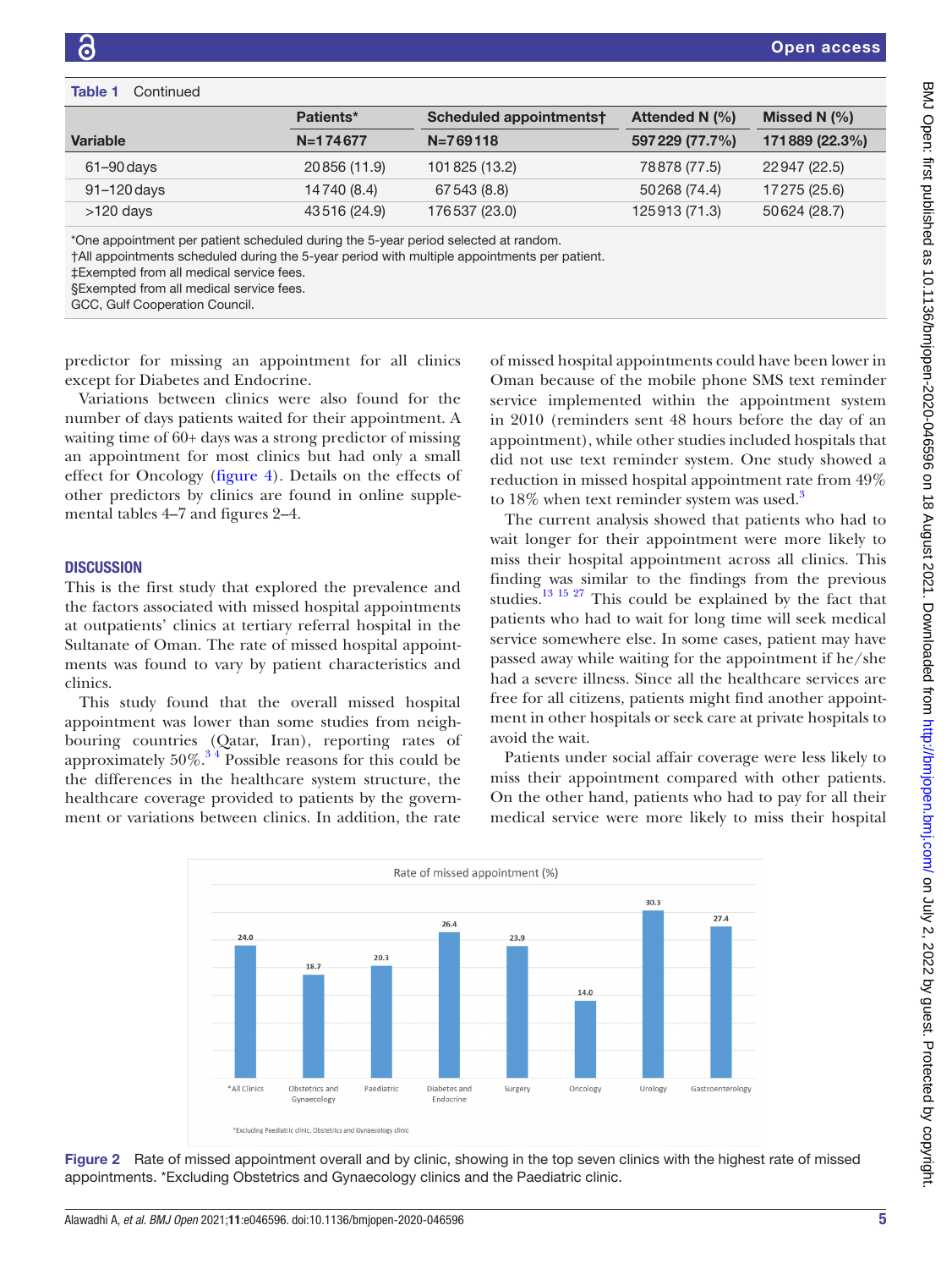Table 1 Continued

| Variable | Patients* N=174677 | Scheduled appointments† N=769118 | Attended N (%) 597229 (77.7%) | Missed N (%) 171889 (22.3%) |
|---|---|---|---|---|
| 61–90 days | 20856 (11.9) | 101825 (13.2) | 78878 (77.5) | 22947 (22.5) |
| 91–120 days | 14740 (8.4) | 67543 (8.8) | 50268 (74.4) | 17275 (25.6) |
| >120 days | 43516 (24.9) | 176537 (23.0) | 125913 (71.3) | 50624 (28.7) |

*One appointment per patient scheduled during the 5-year period selected at random.
†All appointments scheduled during the 5-year period with multiple appointments per patient.
‡Exempted from all medical service fees.
§Exempted from all medical service fees.
GCC, Gulf Cooperation Council.

predictor for missing an appointment for all clinics except for Diabetes and Endocrine.

Variations between clinics were also found for the number of days patients waited for their appointment. A waiting time of 60+ days was a strong predictor of missing an appointment for most clinics but had only a small effect for Oncology (figure 4). Details on the effects of other predictors by clinics are found in online supplemental tables 4–7 and figures 2–4.

## DISCUSSION

This is the first study that explored the prevalence and the factors associated with missed hospital appointments at outpatients' clinics at tertiary referral hospital in the Sultanate of Oman. The rate of missed hospital appointments was found to vary by patient characteristics and clinics.

This study found that the overall missed hospital appointment was lower than some studies from neighbouring countries (Qatar, Iran), reporting rates of approximately 50%.[3 4] Possible reasons for this could be the differences in the healthcare system structure, the healthcare coverage provided to patients by the government or variations between clinics. In addition, the rate of missed hospital appointments could have been lower in Oman because of the mobile phone SMS text reminder service implemented within the appointment system in 2010 (reminders sent 48 hours before the day of an appointment), while other studies included hospitals that did not use text reminder system. One study showed a reduction in missed hospital appointment rate from 49% to 18% when text reminder system was used.[3]

The current analysis showed that patients who had to wait longer for their appointment were more likely to miss their hospital appointment across all clinics. This finding was similar to the findings from the previous studies.[13 15 27] This could be explained by the fact that patients who had to wait for long time will seek medical service somewhere else. In some cases, patient may have passed away while waiting for the appointment if he/she had a severe illness. Since all the healthcare services are free for all citizens, patients might find another appointment in other hospitals or seek care at private hospitals to avoid the wait.

Patients under social affair coverage were less likely to miss their appointment compared with other patients. On the other hand, patients who had to pay for all their medical service were more likely to miss their hospital

Rate of missed appointment (%)

| Clinic | Rate (%) |
|---|---|
| *All Clinics | 24.0 |
| Obstetrics and Gynaecology | 18.7 |
| Paediatric | 20.3 |
| Diabetes and Endocrine | 26.4 |
| Surgery | 23.9 |
| Oncology | 14.0 |
| Urology | 30.3 |
| Gastroenterology | 27.4 |

*Excluding Paediatric clinic, Obstetrics and Gynaecology clinic

Figure 2 Rate of missed appointment overall and by clinic, showing in the top seven clinics with the highest rate of missed appointments. *Excluding Obstetrics and Gynaecology clinics and the Paediatric clinic.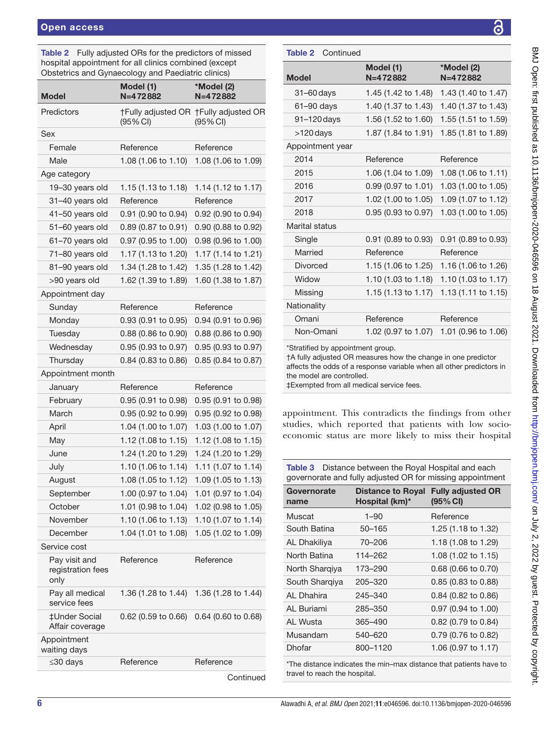**Table 2** Fully adjusted ORs for the predictors of missed hospital appointment for all clinics combined (except Obstetrics and Gynaecology and Paediatric clinics)

| Model | Model (1) N=472882 | *Model (2) N=472882 |
|---|---|---|
| Predictors | †Fully adjusted OR (95% CI) | †Fully adjusted OR (95% CI) |
| Sex | | |
| Female | Reference | Reference |
| Male | 1.08 (1.06 to 1.10) | 1.08 (1.06 to 1.09) |
| Age category | | |
| 19–30 years old | 1.15 (1.13 to 1.18) | 1.14 (1.12 to 1.17) |
| 31–40 years old | Reference | Reference |
| 41–50 years old | 0.91 (0.90 to 0.94) | 0.92 (0.90 to 0.94) |
| 51–60 years old | 0.89 (0.87 to 0.91) | 0.90 (0.88 to 0.92) |
| 61–70 years old | 0.97 (0.95 to 1.00) | 0.98 (0.96 to 1.00) |
| 71–80 years old | 1.17 (1.13 to 1.20) | 1.17 (1.14 to 1.21) |
| 81–90 years old | 1.34 (1.28 to 1.42) | 1.35 (1.28 to 1.42) |
| >90 years old | 1.62 (1.39 to 1.89) | 1.60 (1.38 to 1.87) |
| Appointment day | | |
| Sunday | Reference | Reference |
| Monday | 0.93 (0.91 to 0.95) | 0.94 (0.91 to 0.96) |
| Tuesday | 0.88 (0.86 to 0.90) | 0.88 (0.86 to 0.90) |
| Wednesday | 0.95 (0.93 to 0.97) | 0.95 (0.93 to 0.97) |
| Thursday | 0.84 (0.83 to 0.86) | 0.85 (0.84 to 0.87) |
| Appointment month | | |
| January | Reference | Reference |
| February | 0.95 (0.91 to 0.98) | 0.95 (0.91 to 0.98) |
| March | 0.95 (0.92 to 0.99) | 0.95 (0.92 to 0.98) |
| April | 1.04 (1.00 to 1.07) | 1.03 (1.00 to 1.07) |
| May | 1.12 (1.08 to 1.15) | 1.12 (1.08 to 1.15) |
| June | 1.24 (1.20 to 1.29) | 1.24 (1.20 to 1.29) |
| July | 1.10 (1.06 to 1.14) | 1.11 (1.07 to 1.14) |
| August | 1.08 (1.05 to 1.12) | 1.09 (1.05 to 1.13) |
| September | 1.00 (0.97 to 1.04) | 1.01 (0.97 to 1.04) |
| October | 1.01 (0.98 to 1.04) | 1.02 (0.98 to 1.05) |
| November | 1.10 (1.06 to 1.13) | 1.10 (1.07 to 1.14) |
| December | 1.04 (1.01 to 1.08) | 1.05 (1.02 to 1.09) |
| Service cost | | |
| Pay visit and registration fees only | Reference | Reference |
| Pay all medical service fees | 1.36 (1.28 to 1.44) | 1.36 (1.28 to 1.44) |
| ‡Under Social Affair coverage | 0.62 (0.59 to 0.66) | 0.64 (0.60 to 0.68) |
| Appointment waiting days | | |
| ≤30 days | Reference | Reference |
| 31–60 days | 1.45 (1.42 to 1.48) | 1.43 (1.40 to 1.47) |
| 61–90 days | 1.40 (1.37 to 1.43) | 1.40 (1.37 to 1.43) |
| 91–120 days | 1.56 (1.52 to 1.60) | 1.55 (1.51 to 1.59) |
| >120 days | 1.87 (1.84 to 1.91) | 1.85 (1.81 to 1.89) |
| Appointment year | | |
| 2014 | Reference | Reference |
| 2015 | 1.06 (1.04 to 1.09) | 1.08 (1.06 to 1.11) |
| 2016 | 0.99 (0.97 to 1.01) | 1.03 (1.00 to 1.05) |
| 2017 | 1.02 (1.00 to 1.05) | 1.09 (1.07 to 1.12) |
| 2018 | 0.95 (0.93 to 0.97) | 1.03 (1.00 to 1.05) |
| Marital status | | |
| Single | 0.91 (0.89 to 0.93) | 0.91 (0.89 to 0.93) |
| Married | Reference | Reference |
| Divorced | 1.15 (1.06 to 1.25) | 1.16 (1.06 to 1.26) |
| Widow | 1.10 (1.03 to 1.18) | 1.10 (1.03 to 1.17) |
| Missing | 1.15 (1.13 to 1.17) | 1.13 (1.11 to 1.15) |
| Nationality | | |
| Omani | Reference | Reference |
| Non-Omani | 1.02 (0.97 to 1.07) | 1.01 (0.96 to 1.06) |

*Stratified by appointment group.
†A fully adjusted OR measures how the change in one predictor affects the odds of a response variable when all other predictors in the model are controlled.
‡Exempted from all medical service fees.

appointment. This contradicts the findings from other studies, which reported that patients with low socioeconomic status are more likely to miss their hospital

**Table 3** Distance between the Royal Hospital and each governorate and fully adjusted OR for missing appointment

| Governorate name | Distance to Royal Hospital (km)* | Fully adjusted OR (95% CI) |
|---|---|---|
| Muscat | 1–90 | Reference |
| South Batina | 50–165 | 1.25 (1.18 to 1.32) |
| AL Dhakiliya | 70–206 | 1.18 (1.08 to 1.29) |
| North Batina | 114–262 | 1.08 (1.02 to 1.15) |
| North Sharqiya | 173–290 | 0.68 (0.66 to 0.70) |
| South Sharqiya | 205–320 | 0.85 (0.83 to 0.88) |
| AL Dhahira | 245–340 | 0.84 (0.82 to 0.86) |
| AL Buriami | 285–350 | 0.97 (0.94 to 1.00) |
| AL Wusta | 365–490 | 0.82 (0.79 to 0.84) |
| Musandam | 540–620 | 0.79 (0.76 to 0.82) |
| Dhofar | 800–1120 | 1.06 (0.97 to 1.17) |

*The distance indicates the min–max distance that patients have to travel to reach the hospital.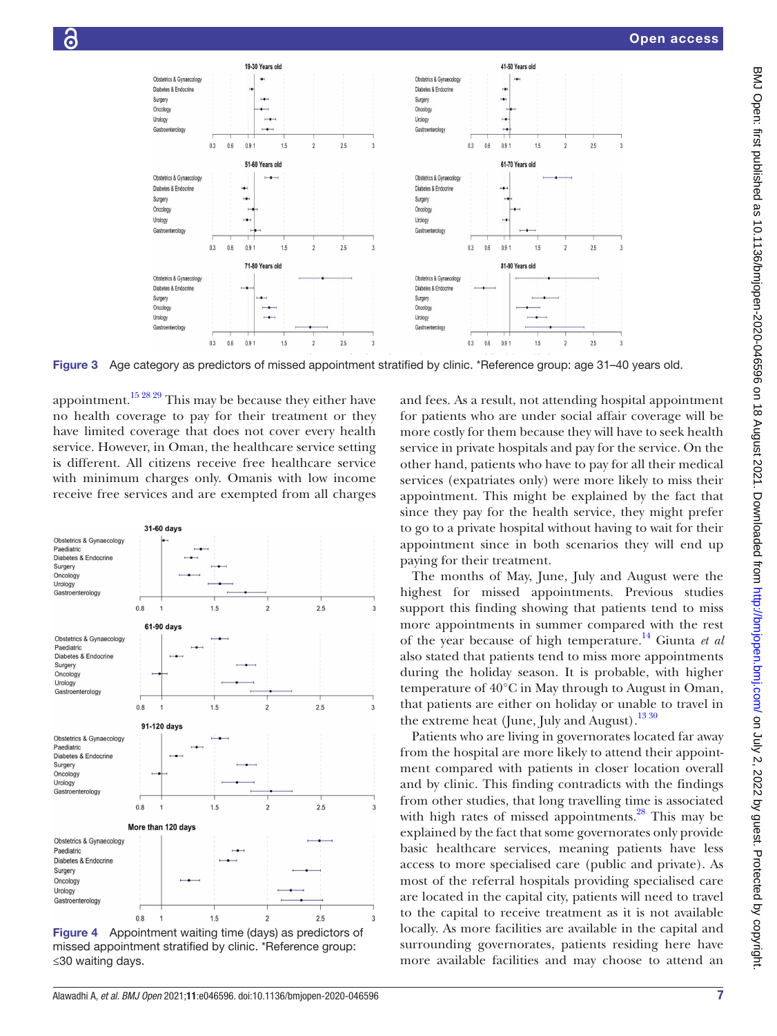Figure 3 Age category as predictors of missed appointment stratified by clinic. *Reference group: age 31–40 years old.

appointment.[15 28 29] This may be because they either have no health coverage to pay for their treatment or they have limited coverage that does not cover every health service. However, in Oman, the healthcare service setting is different. All citizens receive free healthcare service with minimum charges only. Omanis with low income receive free services and are exempted from all charges and fees. As a result, not attending hospital appointment for patients who are under social affair coverage will be more costly for them because they will have to seek health service in private hospitals and pay for the service. On the other hand, patients who have to pay for all their medical services (expatriates only) were more likely to miss their appointment. This might be explained by the fact that since they pay for the health service, they might prefer to go to a private hospital without having to wait for their appointment since in both scenarios they will end up paying for their treatment.

Figure 4 Appointment waiting time (days) as predictors of missed appointment stratified by clinic. *Reference group: ≤30 waiting days.

The months of May, June, July and August were the highest for missed appointments. Previous studies support this finding showing that patients tend to miss more appointments in summer compared with the rest of the year because of high temperature.[14] Giunta *et al* also stated that patients tend to miss more appointments during the holiday season. It is probable, with higher temperature of 40°C in May through to August in Oman, that patients are either on holiday or unable to travel in the extreme heat (June, July and August).[13 30]

Patients who are living in governorates located far away from the hospital are more likely to attend their appointment compared with patients in closer location overall and by clinic. This finding contradicts with the findings from other studies, that long travelling time is associated with high rates of missed appointments.[28] This may be explained by the fact that some governorates only provide basic healthcare services, meaning patients have less access to more specialised care (public and private). As most of the referral hospitals providing specialised care are located in the capital city, patients will need to travel to the capital to receive treatment as it is not available locally. As more facilities are available in the capital and surrounding governorates, patients residing here have more available facilities and may choose to attend an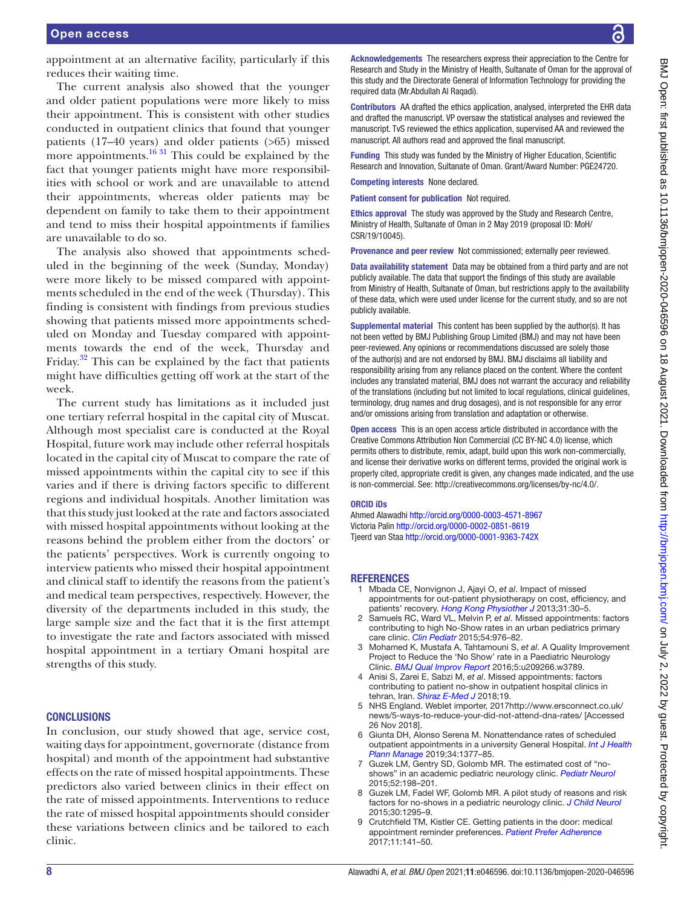appointment at an alternative facility, particularly if this reduces their waiting time.

The current analysis also showed that the younger and older patient populations were more likely to miss their appointment. This is consistent with other studies conducted in outpatient clinics that found that younger patients (17–40 years) and older patients (>65) missed more appointments.[16 31] This could be explained by the fact that younger patients might have more responsibilities with school or work and are unavailable to attend their appointments, whereas older patients may be dependent on family to take them to their appointment and tend to miss their hospital appointments if families are unavailable to do so.

The analysis also showed that appointments scheduled in the beginning of the week (Sunday, Monday) were more likely to be missed compared with appointments scheduled in the end of the week (Thursday). This finding is consistent with findings from previous studies showing that patients missed more appointments scheduled on Monday and Tuesday compared with appointments towards the end of the week, Thursday and Friday.[32] This can be explained by the fact that patients might have difficulties getting off work at the start of the week.

The current study has limitations as it included just one tertiary referral hospital in the capital city of Muscat. Although most specialist care is conducted at the Royal Hospital, future work may include other referral hospitals located in the capital city of Muscat to compare the rate of missed appointments within the capital city to see if this varies and if there is driving factors specific to different regions and individual hospitals. Another limitation was that this study just looked at the rate and factors associated with missed hospital appointments without looking at the reasons behind the problem either from the doctors' or the patients' perspectives. Work is currently ongoing to interview patients who missed their hospital appointment and clinical staff to identify the reasons from the patient's and medical team perspectives, respectively. However, the diversity of the departments included in this study, the large sample size and the fact that it is the first attempt to investigate the rate and factors associated with missed hospital appointment in a tertiary Omani hospital are strengths of this study.

## CONCLUSIONS

In conclusion, our study showed that age, service cost, waiting days for appointment, governorate (distance from hospital) and month of the appointment had substantive effects on the rate of missed hospital appointments. These predictors also varied between clinics in their effect on the rate of missed appointments. Interventions to reduce the rate of missed hospital appointments should consider these variations between clinics and be tailored to each clinic.

**Acknowledgements** The researchers express their appreciation to the Centre for Research and Study in the Ministry of Health, Sultanate of Oman for the approval of this study and the Directorate General of Information Technology for providing the required data (Mr.Abdullah Al Raqadi).

**Contributors** AA drafted the ethics application, analysed, interpreted the EHR data and drafted the manuscript. VP oversaw the statistical analyses and reviewed the manuscript. TvS reviewed the ethics application, supervised AA and reviewed the manuscript. All authors read and approved the final manuscript.

**Funding** This study was funded by the Ministry of Higher Education, Scientific Research and Innovation, Sultanate of Oman. Grant/Award Number: PGE24720.

**Competing interests** None declared.

**Patient consent for publication** Not required.

**Ethics approval** The study was approved by the Study and Research Centre, Ministry of Health, Sultanate of Oman in 2 May 2019 (proposal ID: MoH/CSR/19/10045).

**Provenance and peer review** Not commissioned; externally peer reviewed.

**Data availability statement** Data may be obtained from a third party and are not publicly available. The data that support the findings of this study are available from Ministry of Health, Sultanate of Oman, but restrictions apply to the availability of these data, which were used under license for the current study, and so are not publicly available.

**Supplemental material** This content has been supplied by the author(s). It has not been vetted by BMJ Publishing Group Limited (BMJ) and may not have been peer-reviewed. Any opinions or recommendations discussed are solely those of the author(s) and are not endorsed by BMJ. BMJ disclaims all liability and responsibility arising from any reliance placed on the content. Where the content includes any translated material, BMJ does not warrant the accuracy and reliability of the translations (including but not limited to local regulations, clinical guidelines, terminology, drug names and drug dosages), and is not responsible for any error and/or omissions arising from translation and adaptation or otherwise.

**Open access** This is an open access article distributed in accordance with the Creative Commons Attribution Non Commercial (CC BY-NC 4.0) license, which permits others to distribute, remix, adapt, build upon this work non-commercially, and license their derivative works on different terms, provided the original work is properly cited, appropriate credit is given, any changes made indicated, and the use is non-commercial. See: http://creativecommons.org/licenses/by-nc/4.0/.

**ORCID iDs**

Ahmed Alawadhi http://orcid.org/0000-0003-4571-8967
Victoria Palin http://orcid.org/0000-0002-0851-8619
Tjeerd van Staa http://orcid.org/0000-0001-9363-742X

## REFERENCES

1. Mbada CE, Nonvignon J, Ajayi O, *et al*. Impact of missed appointments for out-patient physiotherapy on cost, efficiency, and patients' recovery. *Hong Kong Physiother J* 2013;31:30–5.
2. Samuels RC, Ward VL, Melvin P, *et al*. Missed appointments: factors contributing to high No-Show rates in an urban pediatrics primary care clinic. *Clin Pediatr* 2015;54:976–82.
3. Mohamed K, Mustafa A, Tahtamouni S, *et al*. A Quality Improvement Project to Reduce the 'No Show' rate in a Paediatric Neurology Clinic. *BMJ Qual Improv Report* 2016;5:u209266.w3789.
4. Anisi S, Zarei E, Sabzi M, *et al*. Missed appointments: factors contributing to patient no-show in outpatient hospital clinics in tehran, Iran. *Shiraz E-Med J* 2018;19.
5. NHS England. Weblet importer, 2017http://www.ersconnect.co.uk/news/5-ways-to-reduce-your-did-not-attend-dna-rates/ [Accessed 26 Nov 2018].
6. Giunta DH, Alonso Serena M. Nonattendance rates of scheduled outpatient appointments in a university General Hospital. *Int J Health Plann Manage* 2019;34:1377–85.
7. Guzek LM, Gentry SD, Golomb MR. The estimated cost of "no-shows" in an academic pediatric neurology clinic. *Pediatr Neurol* 2015;52:198–201.
8. Guzek LM, Fadel WF, Golomb MR. A pilot study of reasons and risk factors for no-shows in a pediatric neurology clinic. *J Child Neurol* 2015;30:1295–9.
9. Crutchfield TM, Kistler CE. Getting patients in the door: medical appointment reminder preferences. *Patient Prefer Adherence* 2017;11:141–50.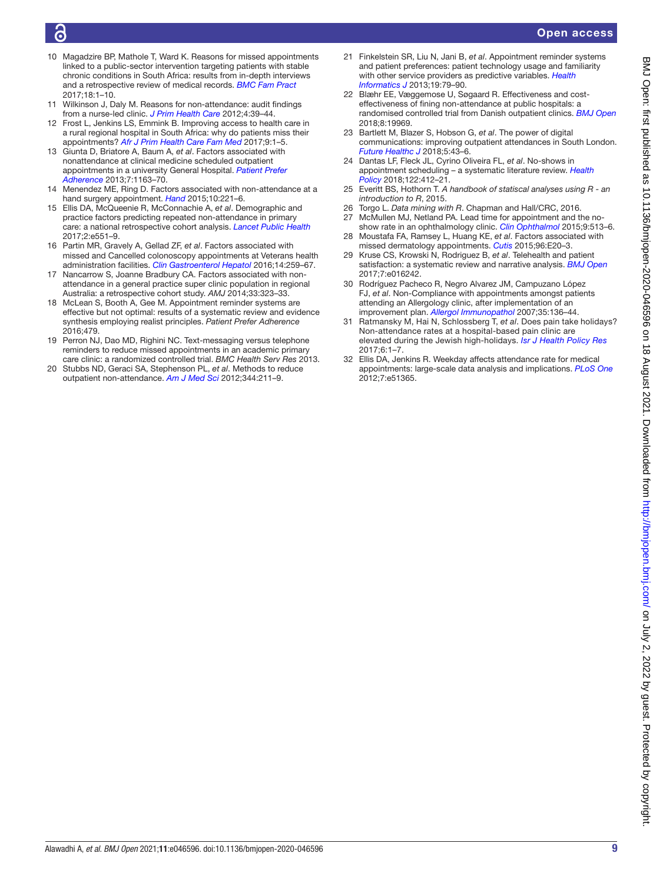10 Magadzire BP, Mathole T, Ward K. Reasons for missed appointments linked to a public-sector intervention targeting patients with stable chronic conditions in South Africa: results from in-depth interviews and a retrospective review of medical records. *BMC Fam Pract* 2017;18:1–10.
11 Wilkinson J, Daly M. Reasons for non-attendance: audit findings from a nurse-led clinic. *J Prim Health Care* 2012;4:39–44.
12 Frost L, Jenkins LS, Emmink B. Improving access to health care in a rural regional hospital in South Africa: why do patients miss their appointments? *Afr J Prim Health Care Fam Med* 2017;9:1–5.
13 Giunta D, Briatore A, Baum A, *et al*. Factors associated with nonattendance at clinical medicine scheduled outpatient appointments in a university General Hospital. *Patient Prefer Adherence* 2013;7:1163–70.
14 Menendez ME, Ring D. Factors associated with non-attendance at a hand surgery appointment. *Hand* 2015;10:221–6.
15 Ellis DA, McQueenie R, McConnachie A, *et al*. Demographic and practice factors predicting repeated non-attendance in primary care: a national retrospective cohort analysis. *Lancet Public Health* 2017;2:e551–9.
16 Partin MR, Gravely A, Gellad ZF, *et al*. Factors associated with missed and Cancelled colonoscopy appointments at Veterans health administration facilities. *Clin Gastroenterol Hepatol* 2016;14:259–67.
17 Nancarrow S, Joanne Bradbury CA. Factors associated with non-attendance in a general practice super clinic population in regional Australia: a retrospective cohort study. *AMJ* 2014;33:323–33.
18 McLean S, Booth A, Gee M. Appointment reminder systems are effective but not optimal: results of a systematic review and evidence synthesis employing realist principles. *Patient Prefer Adherence* 2016;479.
19 Perron NJ, Dao MD, Righini NC. Text-messaging versus telephone reminders to reduce missed appointments in an academic primary care clinic: a randomized controlled trial. *BMC Health Serv Res* 2013.
20 Stubbs ND, Geraci SA, Stephenson PL, *et al*. Methods to reduce outpatient non-attendance. *Am J Med Sci* 2012;344:211–9.
21 Finkelstein SR, Liu N, Jani B, *et al*. Appointment reminder systems and patient preferences: patient technology usage and familiarity with other service providers as predictive variables. *Health Informatics J* 2013;19:79–90.
22 Blæhr EE, Væggemose U, Søgaard R. Effectiveness and cost-effectiveness of fining non-attendance at public hospitals: a randomised controlled trial from Danish outpatient clinics. *BMJ Open* 2018;8:19969.
23 Bartlett M, Blazer S, Hobson G, *et al*. The power of digital communications: improving outpatient attendances in South London. *Future Healthc J* 2018;5:43–6.
24 Dantas LF, Fleck JL, Cyrino Oliveira FL, *et al*. No-shows in appointment scheduling – a systematic literature review. *Health Policy* 2018;122:412–21.
25 Everitt BS, Hothorn T. *A handbook of statiscal analyses using R - an introduction to R*, 2015.
26 Torgo L. *Data mining with R*. Chapman and Hall/CRC, 2016.
27 McMullen MJ, Netland PA. Lead time for appointment and the no-show rate in an ophthalmology clinic. *Clin Ophthalmol* 2015;9:513–6.
28 Moustafa FA, Ramsey L, Huang KE, *et al*. Factors associated with missed dermatology appointments. *Cutis* 2015;96:E20–3.
29 Kruse CS, Krowski N, Rodriguez B, *et al*. Telehealth and patient satisfaction: a systematic review and narrative analysis. *BMJ Open* 2017;7:e016242.
30 Rodríguez Pacheco R, Negro Alvarez JM, Campuzano López FJ, *et al*. Non-Compliance with appointments amongst patients attending an Allergology clinic, after implementation of an improvement plan. *Allergol Immunopathol* 2007;35:136–44.
31 Ratmansky M, Hai N, Schlossberg T, *et al*. Does pain take holidays? Non-attendance rates at a hospital-based pain clinic are elevated during the Jewish high-holidays. *Isr J Health Policy Res* 2017;6:1–7.
32 Ellis DA, Jenkins R. Weekday affects attendance rate for medical appointments: large-scale data analysis and implications. *PLoS One* 2012;7:e51365.